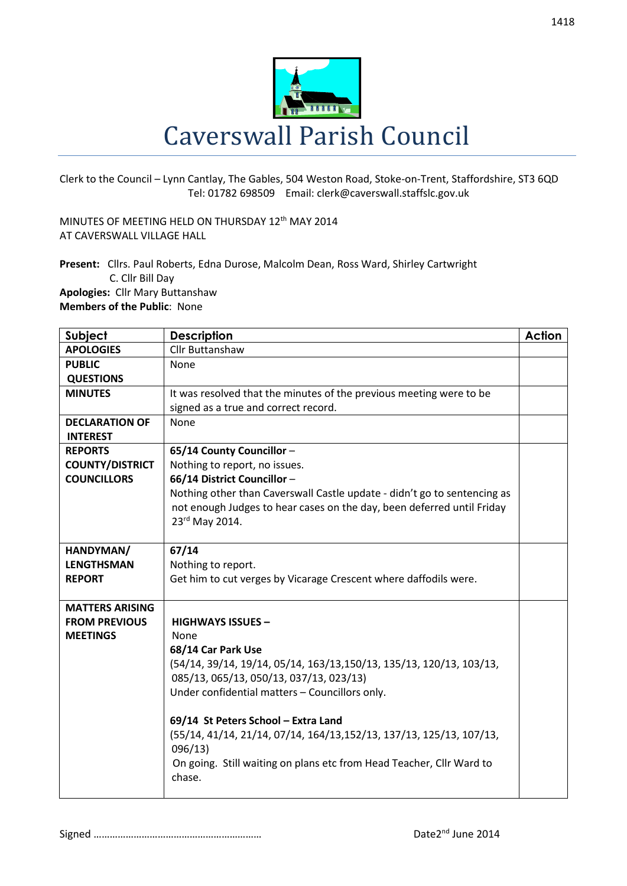# Caverswall Parish Council

Clerk to the Council – Lynn Cantlay, The Gables, 504 Weston Road, Stoke-on-Trent, Staffordshire, ST3 6QD
Tel: 01782 698509 Email: clerk@caverswall.staffslc.gov.uk

MINUTES OF MEETING HELD ON THURSDAY 12th MAY 2014
AT CAVERSWALL VILLAGE HALL

**Present:** Cllrs. Paul Roberts, Edna Durose, Malcolm Dean, Ross Ward, Shirley Cartwright
C. Cllr Bill Day
**Apologies:** Cllr Mary Buttanshaw
**Members of the Public**: None

| Subject | Description | Action |
|---|---|---|
| **APOLOGIES** | Cllr Buttanshaw | |
| **PUBLIC QUESTIONS** | None | |
| **MINUTES** | It was resolved that the minutes of the previous meeting were to be signed as a true and correct record. | |
| **DECLARATION OF INTEREST** | None | |
| **REPORTS COUNTY/DISTRICT COUNCILLORS** | **65/14 County Councillor** – <br> Nothing to report, no issues. <br> **66/14 District Councillor** – <br> Nothing other than Caverswall Castle update - didn't go to sentencing as not enough Judges to hear cases on the day, been deferred until Friday 23rd May 2014. | |
| **HANDYMAN/ LENGTHSMAN REPORT** | **67/14** <br> Nothing to report. <br> Get him to cut verges by Vicarage Crescent where daffodils were. | |
| **MATTERS ARISING FROM PREVIOUS MEETINGS** | **HIGHWAYS ISSUES –** <br> None <br> **68/14 Car Park Use** <br> (54/14, 39/14, 19/14, 05/14, 163/13,150/13, 135/13, 120/13, 103/13, 085/13, 065/13, 050/13, 037/13, 023/13) <br> Under confidential matters – Councillors only. <br><br> **69/14 St Peters School – Extra Land** <br> (55/14, 41/14, 21/14, 07/14, 164/13,152/13, 137/13, 125/13, 107/13, 096/13) <br> On going. Still waiting on plans etc from Head Teacher, Cllr Ward to chase. | |

Signed ……………………………………………………… Date2nd June 2014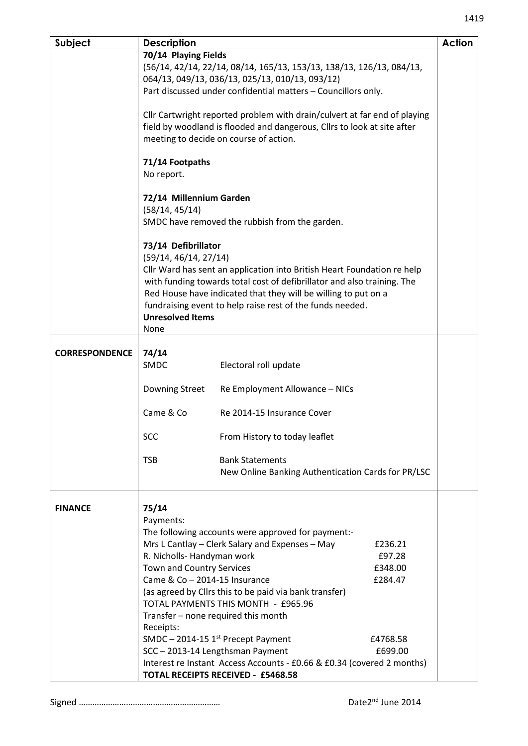| Subject | Description | Action |
|---|---|---|
| | **70/14 Playing Fields**<br>(56/14, 42/14, 22/14, 08/14, 165/13, 153/13, 138/13, 126/13, 084/13, 064/13, 049/13, 036/13, 025/13, 010/13, 093/12)<br>Part discussed under confidential matters – Councillors only.<br><br>Cllr Cartwright reported problem with drain/culvert at far end of playing field by woodland is flooded and dangerous, Cllrs to look at site after meeting to decide on course of action.<br><br>**71/14 Footpaths**<br>No report.<br><br>**72/14 Millennium Garden**<br>(58/14, 45/14)<br>SMDC have removed the rubbish from the garden.<br><br>**73/14 Defibrillator**<br>(59/14, 46/14, 27/14)<br>Cllr Ward has sent an application into British Heart Foundation re help with funding towards total cost of defibrillator and also training. The Red House have indicated that they will be willing to put on a fundraising event to help raise rest of the funds needed.<br>**Unresolved Items**<br>None | |
| **CORRESPONDENCE** | **74/14**<br>SMDC – Electoral roll update<br><br>Downing Street – Re Employment Allowance – NICs<br><br>Came & Co – Re 2014-15 Insurance Cover<br><br>SCC – From History to today leaflet<br><br>TSB – Bank Statements<br>New Online Banking Authentication Cards for PR/LSC | |
| **FINANCE** | **75/14**<br>Payments:<br>The following accounts were approved for payment:-<br>Mrs L Cantlay – Clerk Salary and Expenses – May £236.21<br>R. Nicholls- Handyman work £97.28<br>Town and Country Services £348.00<br>Came & Co – 2014-15 Insurance £284.47<br>(as agreed by Cllrs this to be paid via bank transfer)<br>TOTAL PAYMENTS THIS MONTH - £965.96<br>Transfer – none required this month<br>Receipts:<br>SMDC – 2014-15 1st Precept Payment £4768.58<br>SCC – 2013-14 Lengthsman Payment £699.00<br>Interest re Instant Access Accounts - £0.66 & £0.34 (covered 2 months)<br>**TOTAL RECEIPTS RECEIVED - £5468.58** | |

Signed …………………………………………………… Date 2nd June 2014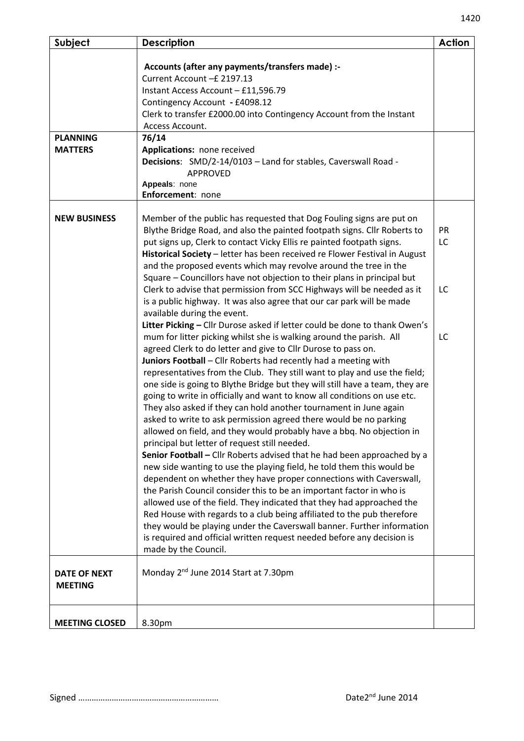| Subject | Description | Action |
|---|---|---|
| | **Accounts (after any payments/transfers made) :-**<br>Current Account –£ 2197.13<br>Instant Access Account – £11,596.79<br>Contingency Account **-** £4098.12<br>Clerk to transfer £2000.00 into Contingency Account from the Instant Access Account. | |
| **PLANNING MATTERS** | **76/14**<br>**Applications:** none received<br>**Decisions**: SMD/2-14/0103 – Land for stables, Caverswall Road - APPROVED<br>**Appeals**: none<br>**Enforcement**: none | |
| **NEW BUSINESS** | Member of the public has requested that Dog Fouling signs are put on Blythe Bridge Road, and also the painted footpath signs. Cllr Roberts to put signs up, Clerk to contact Vicky Ellis re painted footpath signs.<br>**Historical Society** – letter has been received re Flower Festival in August and the proposed events which may revolve around the tree in the Square – Councillors have not objection to their plans in principal but Clerk to advise that permission from SCC Highways will be needed as it is a public highway. It was also agree that our car park will be made available during the event.<br>**Litter Picking –** Cllr Durose asked if letter could be done to thank Owen's mum for litter picking whilst she is walking around the parish. All agreed Clerk to do letter and give to Cllr Durose to pass on.<br>***Juniors Football*** – Cllr Roberts had recently had a meeting with representatives from the Club. They still want to play and use the field; one side is going to Blythe Bridge but they will still have a team, they are going to write in officially and want to know all conditions on use etc. They also asked if they can hold another tournament in June again asked to write to ask permission agreed there would be no parking allowed on field, and they would probably have a bbq. No objection in principal but letter of request still needed.<br>**Senior Football –** Cllr Roberts advised that he had been approached by a new side wanting to use the playing field, he told them this would be dependent on whether they have proper connections with Caverswall, the Parish Council consider this to be an important factor in who is allowed use of the field. They indicated that they had approached the Red House with regards to a club being affiliated to the pub therefore they would be playing under the Caverswall banner. Further information is required and official written request needed before any decision is made by the Council. | PR<br>LC<br><br>LC<br><br>LC |
| **DATE OF NEXT MEETING** | Monday 2nd June 2014 Start at 7.30pm | |
| **MEETING CLOSED** | 8.30pm | |

Signed ……………………………………………………… Date2nd June 2014